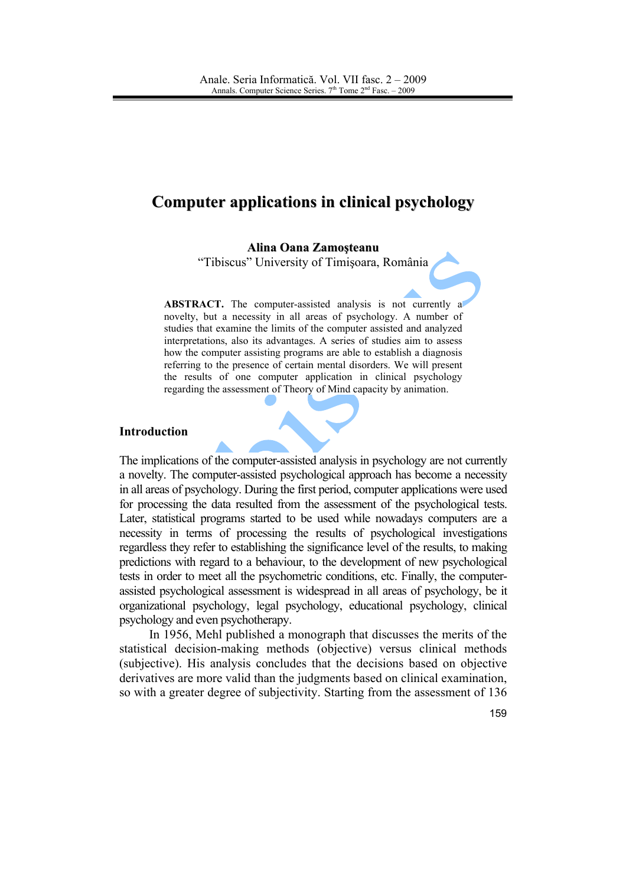# Computer applications in clinical psychology

**Alina Oana Zamoşteanu**

"Tibiscus" University of Timişoara, România

**ABSTRACT.** The computer-assisted analysis is not currently a novelty, but a necessity in all areas of psychology. A number of studies that examine the limits of the computer assisted and analyzed interpretations, also its advantages. A series of studies aim to assess how the computer assisting programs are able to establish a diagnosis referring to the presence of certain mental disorders. We will present the results of one computer application in clinical psychology regarding the assessment of Theory of Mind capacity by animation.

## Introduction

The implications of the computer-assisted analysis in psychology are not currently a novelty. The computer-assisted psychological approach has become a necessity in all areas of psychology. During the first period, computer applications were used for processing the data resulted from the assessment of the psychological tests. Later, statistical programs started to be used while nowadays computers are a necessity in terms of processing the results of psychological investigations regardless they refer to establishing the significance level of the results, to making predictions with regard to a behaviour, to the development of new psychological tests in order to meet all the psychometric conditions, etc. Finally, the computer-assisted psychological assessment is widespread in all areas of psychology, be it organizational psychology, legal psychology, educational psychology, clinical psychology and even psychotherapy.

In 1956, Mehl published a monograph that discusses the merits of the statistical decision-making methods (objective) versus clinical methods (subjective). His analysis concludes that the decisions based on objective derivatives are more valid than the judgments based on clinical examination, so with a greater degree of subjectivity. Starting from the assessment of 136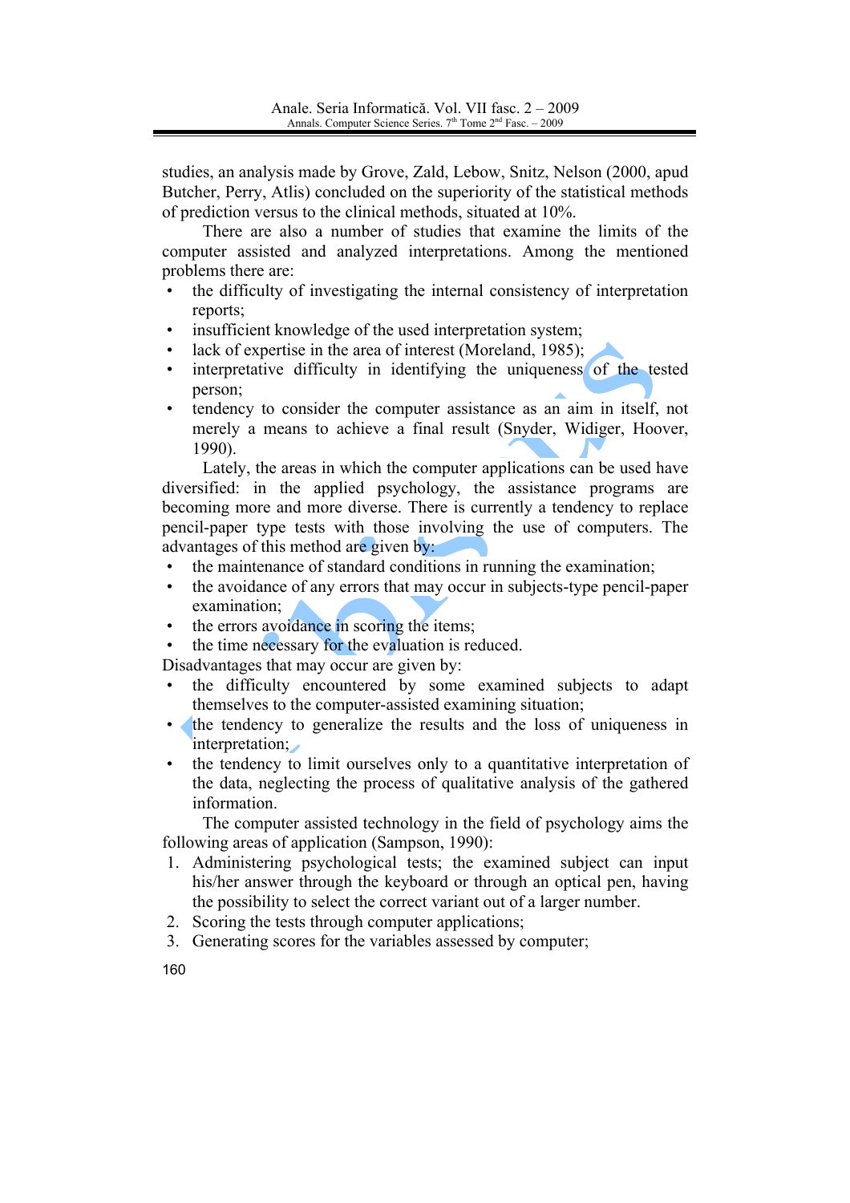studies, an analysis made by Grove, Zald, Lebow, Snitz, Nelson (2000, apud Butcher, Perry, Atlis) concluded on the superiority of the statistical methods of prediction versus to the clinical methods, situated at 10%.

There are also a number of studies that examine the limits of the computer assisted and analyzed interpretations. Among the mentioned problems there are:

- the difficulty of investigating the internal consistency of interpretation reports;
- insufficient knowledge of the used interpretation system;
- lack of expertise in the area of interest (Moreland, 1985);
- interpretative difficulty in identifying the uniqueness of the tested person;
- tendency to consider the computer assistance as an aim in itself, not merely a means to achieve a final result (Snyder, Widiger, Hoover, 1990).

Lately, the areas in which the computer applications can be used have diversified: in the applied psychology, the assistance programs are becoming more and more diverse. There is currently a tendency to replace pencil-paper type tests with those involving the use of computers. The advantages of this method are given by:

- the maintenance of standard conditions in running the examination;
- the avoidance of any errors that may occur in subjects-type pencil-paper examination;
- the errors avoidance in scoring the items;
- the time necessary for the evaluation is reduced.

Disadvantages that may occur are given by:

- the difficulty encountered by some examined subjects to adapt themselves to the computer-assisted examining situation;
- the tendency to generalize the results and the loss of uniqueness in interpretation;
- the tendency to limit ourselves only to a quantitative interpretation of the data, neglecting the process of qualitative analysis of the gathered information.

The computer assisted technology in the field of psychology aims the following areas of application (Sampson, 1990):

1. Administering psychological tests; the examined subject can input his/her answer through the keyboard or through an optical pen, having the possibility to select the correct variant out of a larger number.
2. Scoring the tests through computer applications;
3. Generating scores for the variables assessed by computer;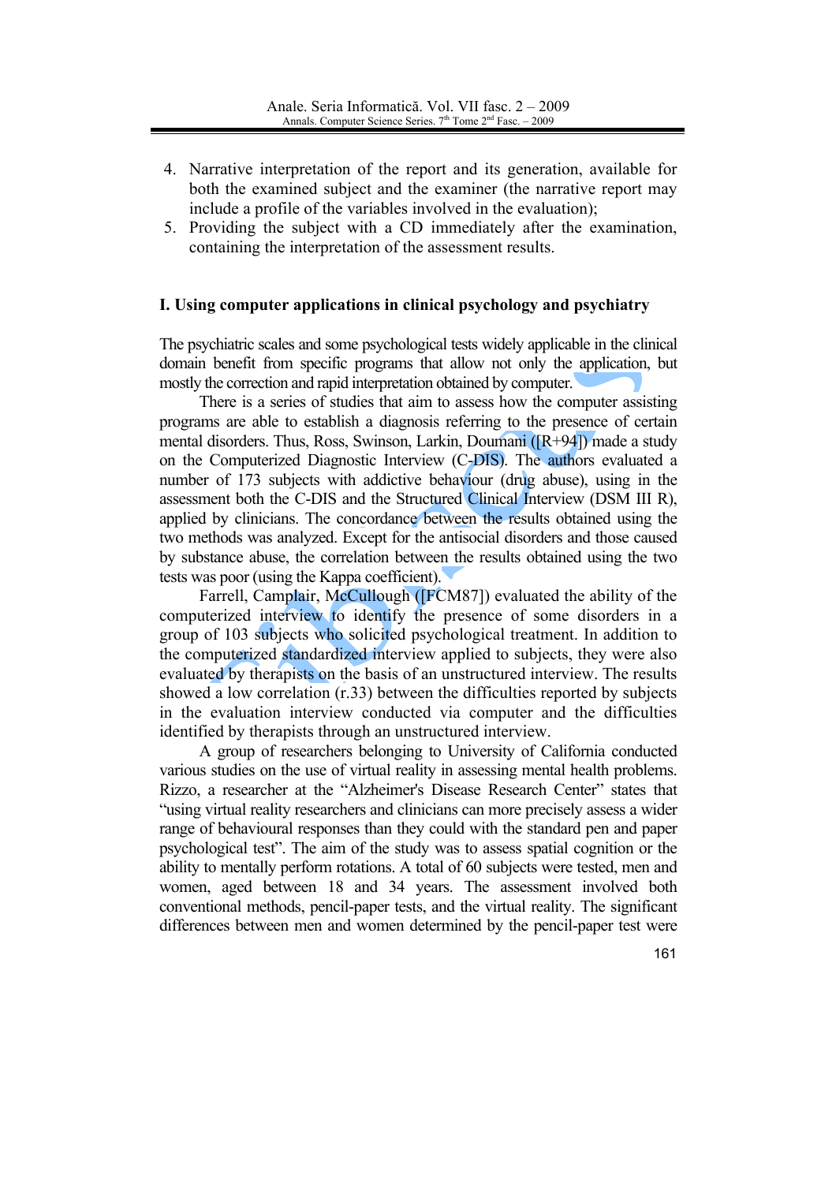4. Narrative interpretation of the report and its generation, available for both the examined subject and the examiner (the narrative report may include a profile of the variables involved in the evaluation);
5. Providing the subject with a CD immediately after the examination, containing the interpretation of the assessment results.

## I. Using computer applications in clinical psychology and psychiatry

The psychiatric scales and some psychological tests widely applicable in the clinical domain benefit from specific programs that allow not only the application, but mostly the correction and rapid interpretation obtained by computer.

There is a series of studies that aim to assess how the computer assisting programs are able to establish a diagnosis referring to the presence of certain mental disorders. Thus, Ross, Swinson, Larkin, Doumani ([R+94]) made a study on the Computerized Diagnostic Interview (C-DIS). The authors evaluated a number of 173 subjects with addictive behaviour (drug abuse), using in the assessment both the C-DIS and the Structured Clinical Interview (DSM III R), applied by clinicians. The concordance between the results obtained using the two methods was analyzed. Except for the antisocial disorders and those caused by substance abuse, the correlation between the results obtained using the two tests was poor (using the Kappa coefficient).

Farrell, Camplair, McCullough ([FCM87]) evaluated the ability of the computerized interview to identify the presence of some disorders in a group of 103 subjects who solicited psychological treatment. In addition to the computerized standardized interview applied to subjects, they were also evaluated by therapists on the basis of an unstructured interview. The results showed a low correlation (r.33) between the difficulties reported by subjects in the evaluation interview conducted via computer and the difficulties identified by therapists through an unstructured interview.

A group of researchers belonging to University of California conducted various studies on the use of virtual reality in assessing mental health problems. Rizzo, a researcher at the "Alzheimer's Disease Research Center" states that "using virtual reality researchers and clinicians can more precisely assess a wider range of behavioural responses than they could with the standard pen and paper psychological test". The aim of the study was to assess spatial cognition or the ability to mentally perform rotations. A total of 60 subjects were tested, men and women, aged between 18 and 34 years. The assessment involved both conventional methods, pencil-paper tests, and the virtual reality. The significant differences between men and women determined by the pencil-paper test were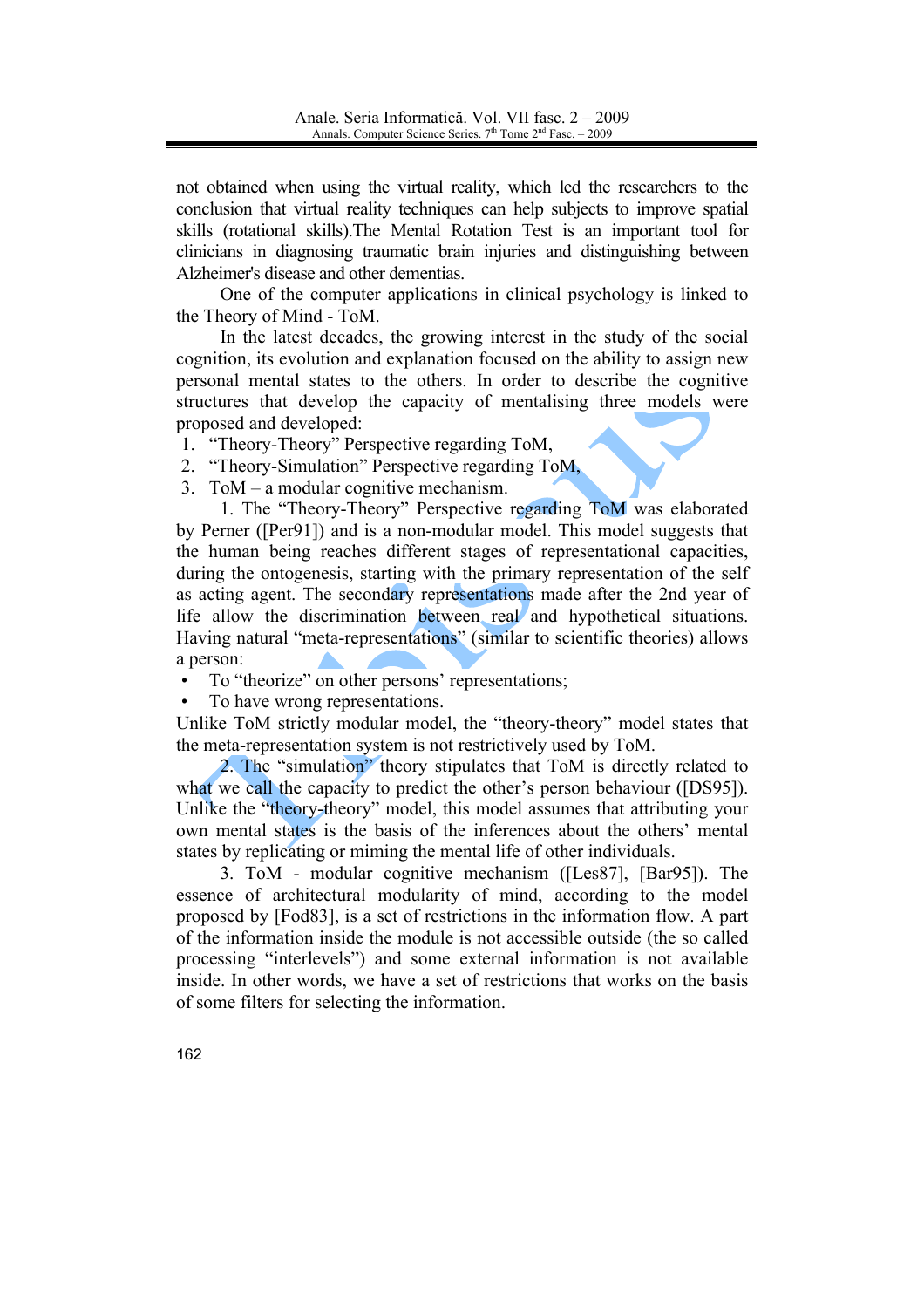not obtained when using the virtual reality, which led the researchers to the conclusion that virtual reality techniques can help subjects to improve spatial skills (rotational skills).The Mental Rotation Test is an important tool for clinicians in diagnosing traumatic brain injuries and distinguishing between Alzheimer's disease and other dementias.

One of the computer applications in clinical psychology is linked to the Theory of Mind - ToM.

In the latest decades, the growing interest in the study of the social cognition, its evolution and explanation focused on the ability to assign new personal mental states to the others. In order to describe the cognitive structures that develop the capacity of mentalising three models were proposed and developed:

1. "Theory-Theory" Perspective regarding ToM,
2. "Theory-Simulation" Perspective regarding ToM,
3. ToM – a modular cognitive mechanism.

1. The "Theory-Theory" Perspective regarding ToM was elaborated by Perner ([Per91]) and is a non-modular model. This model suggests that the human being reaches different stages of representational capacities, during the ontogenesis, starting with the primary representation of the self as acting agent. The secondary representations made after the 2nd year of life allow the discrimination between real and hypothetical situations. Having natural "meta-representations" (similar to scientific theories) allows a person:

- To "theorize" on other persons' representations;
- To have wrong representations.

Unlike ToM strictly modular model, the "theory-theory" model states that the meta-representation system is not restrictively used by ToM.

2. The "simulation" theory stipulates that ToM is directly related to what we call the capacity to predict the other's person behaviour ([DS95]). Unlike the "theory-theory" model, this model assumes that attributing your own mental states is the basis of the inferences about the others' mental states by replicating or miming the mental life of other individuals.

3. ToM - modular cognitive mechanism ([Les87], [Bar95]). The essence of architectural modularity of mind, according to the model proposed by [Fod83], is a set of restrictions in the information flow. A part of the information inside the module is not accessible outside (the so called processing "interlevels") and some external information is not available inside. In other words, we have a set of restrictions that works on the basis of some filters for selecting the information.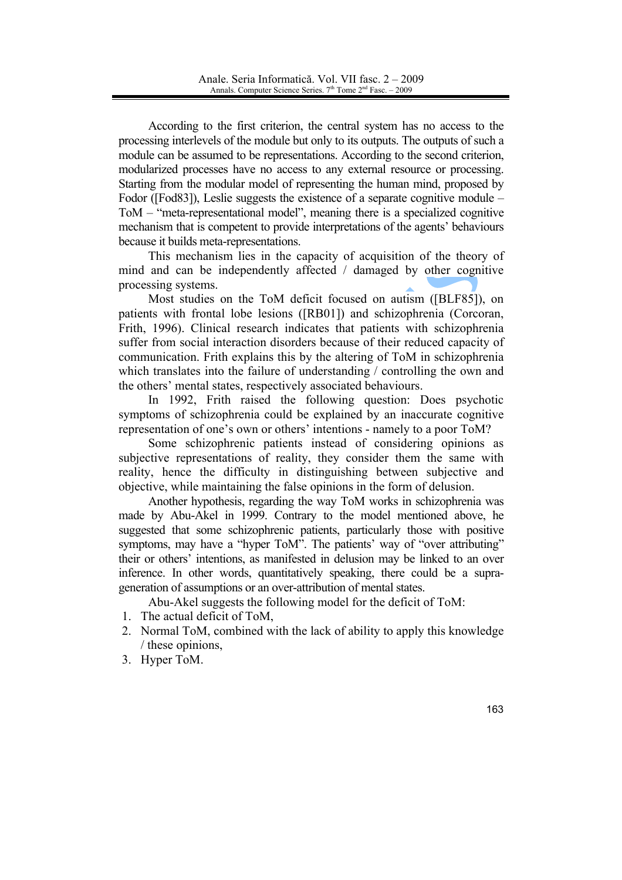According to the first criterion, the central system has no access to the processing interlevels of the module but only to its outputs. The outputs of such a module can be assumed to be representations. According to the second criterion, modularized processes have no access to any external resource or processing. Starting from the modular model of representing the human mind, proposed by Fodor ([Fod83]), Leslie suggests the existence of a separate cognitive module – ToM – "meta-representational model", meaning there is a specialized cognitive mechanism that is competent to provide interpretations of the agents' behaviours because it builds meta-representations.

This mechanism lies in the capacity of acquisition of the theory of mind and can be independently affected / damaged by other cognitive processing systems.

Most studies on the ToM deficit focused on autism ([BLF85]), on patients with frontal lobe lesions ([RB01]) and schizophrenia (Corcoran, Frith, 1996). Clinical research indicates that patients with schizophrenia suffer from social interaction disorders because of their reduced capacity of communication. Frith explains this by the altering of ToM in schizophrenia which translates into the failure of understanding / controlling the own and the others' mental states, respectively associated behaviours.

In 1992, Frith raised the following question: Does psychotic symptoms of schizophrenia could be explained by an inaccurate cognitive representation of one's own or others' intentions - namely to a poor ToM?

Some schizophrenic patients instead of considering opinions as subjective representations of reality, they consider them the same with reality, hence the difficulty in distinguishing between subjective and objective, while maintaining the false opinions in the form of delusion.

Another hypothesis, regarding the way ToM works in schizophrenia was made by Abu-Akel in 1999. Contrary to the model mentioned above, he suggested that some schizophrenic patients, particularly those with positive symptoms, may have a "hyper ToM". The patients' way of "over attributing" their or others' intentions, as manifested in delusion may be linked to an over inference. In other words, quantitatively speaking, there could be a supra-generation of assumptions or an over-attribution of mental states.

Abu-Akel suggests the following model for the deficit of ToM:

1. The actual deficit of ToM,
2. Normal ToM, combined with the lack of ability to apply this knowledge / these opinions,
3. Hyper ToM.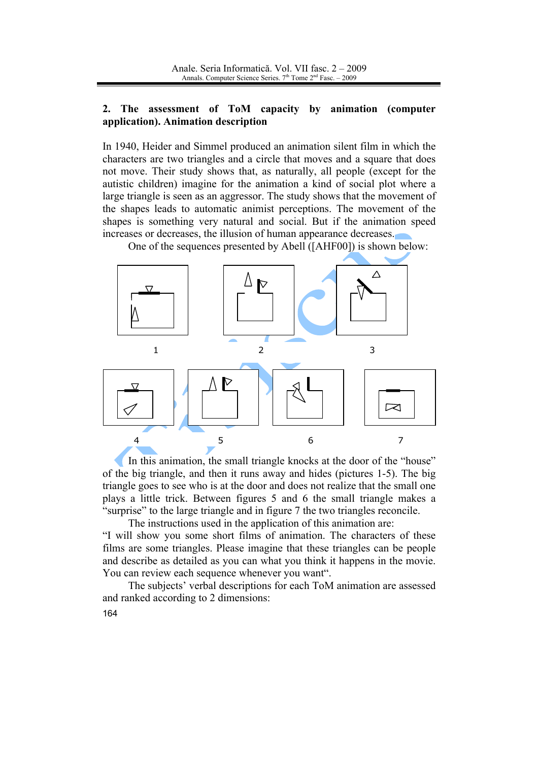## 2. The assessment of ToM capacity by animation (computer application). Animation description

In 1940, Heider and Simmel produced an animation silent film in which the characters are two triangles and a circle that moves and a square that does not move. Their study shows that, as naturally, all people (except for the autistic children) imagine for the animation a kind of social plot where a large triangle is seen as an aggressor. The study shows that the movement of the shapes leads to automatic animist perceptions. The movement of the shapes is something very natural and social. But if the animation speed increases or decreases, the illusion of human appearance decreases.

One of the sequences presented by Abell ([AHF00]) is shown below:

1 2 3

4 5 6 7

In this animation, the small triangle knocks at the door of the "house" of the big triangle, and then it runs away and hides (pictures 1-5). The big triangle goes to see who is at the door and does not realize that the small one plays a little trick. Between figures 5 and 6 the small triangle makes a "surprise" to the large triangle and in figure 7 the two triangles reconcile.

The instructions used in the application of this animation are:

"I will show you some short films of animation. The characters of these films are some triangles. Please imagine that these triangles can be people and describe as detailed as you can what you think it happens in the movie. You can review each sequence whenever you want".

The subjects' verbal descriptions for each ToM animation are assessed and ranked according to 2 dimensions: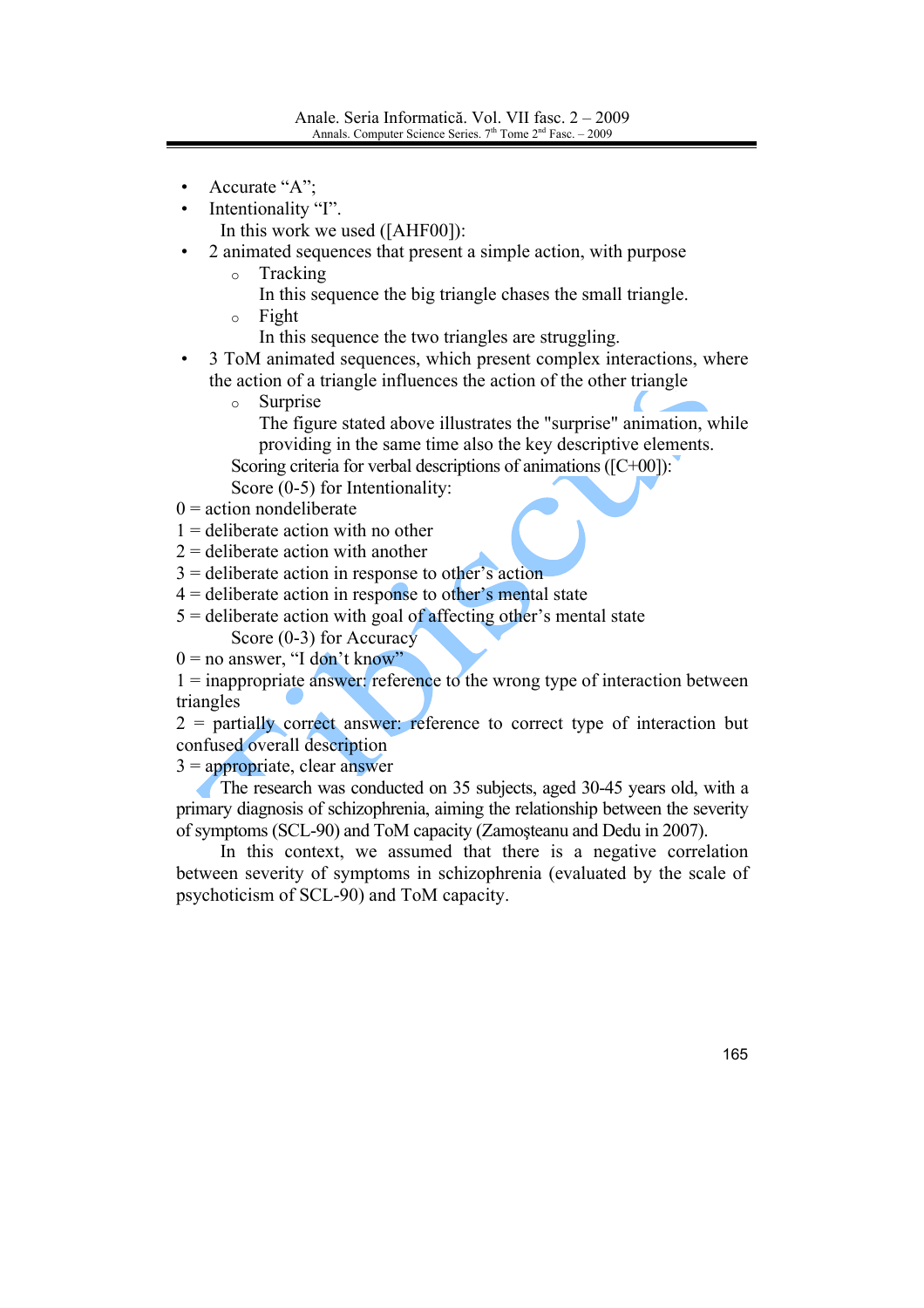- Accurate "A";
- Intentionality "I".

In this work we used ([AHF00]):

- 2 animated sequences that present a simple action, with purpose
  - Tracking

    In this sequence the big triangle chases the small triangle.
  - Fight

    In this sequence the two triangles are struggling.
- 3 ToM animated sequences, which present complex interactions, where the action of a triangle influences the action of the other triangle
  - Surprise

    The figure stated above illustrates the "surprise" animation, while providing in the same time also the key descriptive elements.

Scoring criteria for verbal descriptions of animations ([C+00]):

Score (0-5) for Intentionality:

0 = action nondeliberate
1 = deliberate action with no other
2 = deliberate action with another
3 = deliberate action in response to other's action
4 = deliberate action in response to other's mental state
5 = deliberate action with goal of affecting other's mental state

Score (0-3) for Accuracy

0 = no answer, "I don't know"
1 = inappropriate answer: reference to the wrong type of interaction between triangles
2 = partially correct answer: reference to correct type of interaction but confused overall description
3 = appropriate, clear answer

The research was conducted on 35 subjects, aged 30-45 years old, with a primary diagnosis of schizophrenia, aiming the relationship between the severity of symptoms (SCL-90) and ToM capacity (Zamoşteanu and Dedu in 2007).

In this context, we assumed that there is a negative correlation between severity of symptoms in schizophrenia (evaluated by the scale of psychoticism of SCL-90) and ToM capacity.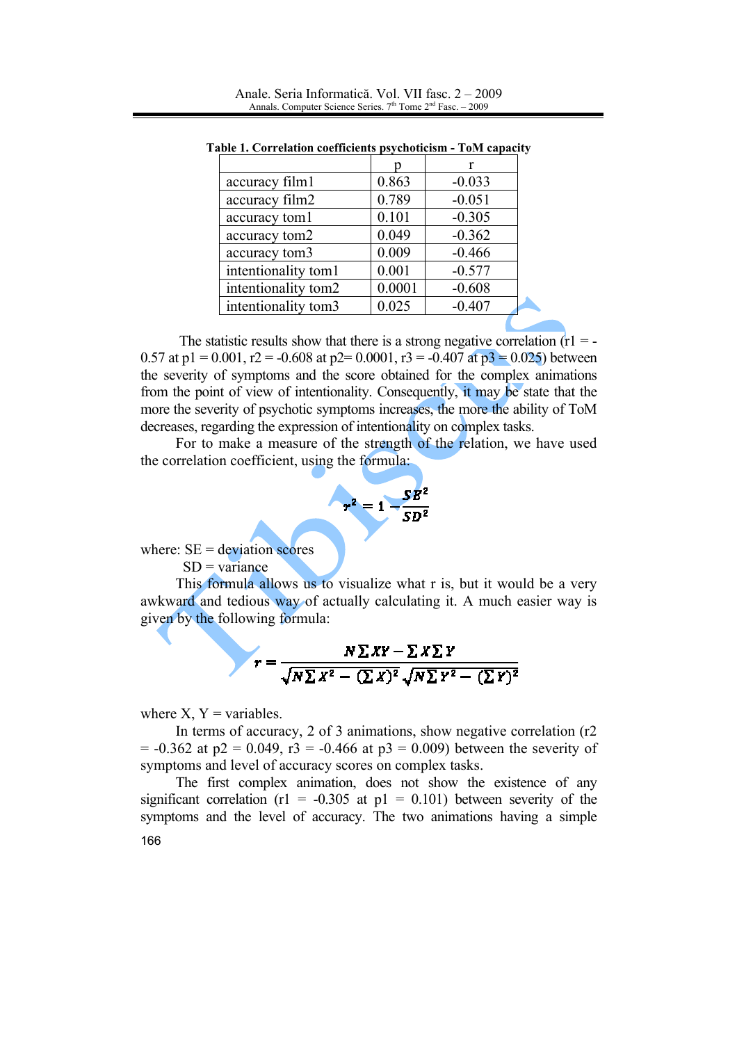**Table 1. Correlation coefficients psychoticism - ToM capacity**

| | p | r |
|---|---|---|
| accuracy film1 | 0.863 | -0.033 |
| accuracy film2 | 0.789 | -0.051 |
| accuracy tom1 | 0.101 | -0.305 |
| accuracy tom2 | 0.049 | -0.362 |
| accuracy tom3 | 0.009 | -0.466 |
| intentionality tom1 | 0.001 | -0.577 |
| intentionality tom2 | 0.0001 | -0.608 |
| intentionality tom3 | 0.025 | -0.407 |

The statistic results show that there is a strong negative correlation ($r1 = -0.57$ at $p1 = 0.001$, $r2 = -0.608$ at $p2 = 0.0001$, $r3 = -0.407$ at $p3 = 0.025$) between the severity of symptoms and the score obtained for the complex animations from the point of view of intentionality. Consequently, it may be state that the more the severity of psychotic symptoms increases, the more the ability of ToM decreases, regarding the expression of intentionality on complex tasks.

For to make a measure of the strength of the relation, we have used the correlation coefficient, using the formula:

$$r^2 = 1 - \frac{SE^2}{SD^2}$$

where: SE = deviation scores

SD = variance

This formula allows us to visualize what r is, but it would be a very awkward and tedious way of actually calculating it. A much easier way is given by the following formula:

$$r = \frac{N\sum XY - \sum X \sum Y}{\sqrt{N\sum X^2 - (\sum X)^2}\sqrt{N\sum Y^2 - (\sum Y)^2}}$$

where X, Y = variables.

In terms of accuracy, 2 of 3 animations, show negative correlation ($r2 = -0.362$ at $p2 = 0.049$, $r3 = -0.466$ at $p3 = 0.009$) between the severity of symptoms and level of accuracy scores on complex tasks.

The first complex animation, does not show the existence of any significant correlation ($r1 = -0.305$ at $p1 = 0.101$) between severity of the symptoms and the level of accuracy. The two animations having a simple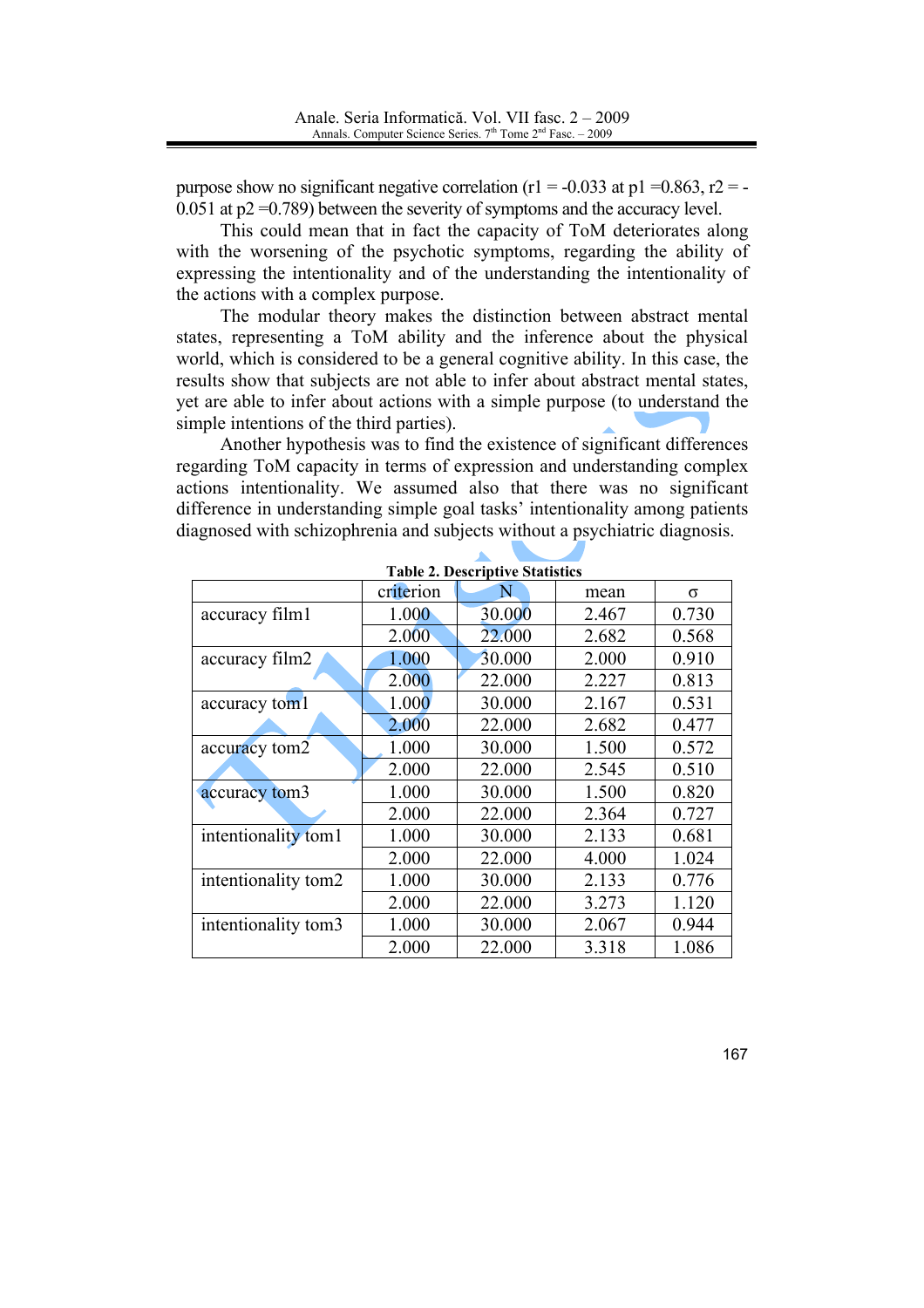purpose show no significant negative correlation ($r1 = -0.033$ at $p1 = 0.863$, $r2 = -0.051$ at $p2 = 0.789$) between the severity of symptoms and the accuracy level.

This could mean that in fact the capacity of ToM deteriorates along with the worsening of the psychotic symptoms, regarding the ability of expressing the intentionality and of the understanding the intentionality of the actions with a complex purpose.

The modular theory makes the distinction between abstract mental states, representing a ToM ability and the inference about the physical world, which is considered to be a general cognitive ability. In this case, the results show that subjects are not able to infer about abstract mental states, yet are able to infer about actions with a simple purpose (to understand the simple intentions of the third parties).

Another hypothesis was to find the existence of significant differences regarding ToM capacity in terms of expression and understanding complex actions intentionality. We assumed also that there was no significant difference in understanding simple goal tasks' intentionality among patients diagnosed with schizophrenia and subjects without a psychiatric diagnosis.

**Table 2. Descriptive Statistics**

| | criterion | N | mean | σ |
|---|---|---|---|---|
| accuracy film1 | 1.000 | 30.000 | 2.467 | 0.730 |
| | 2.000 | 22.000 | 2.682 | 0.568 |
| accuracy film2 | 1.000 | 30.000 | 2.000 | 0.910 |
| | 2.000 | 22.000 | 2.227 | 0.813 |
| accuracy tom1 | 1.000 | 30.000 | 2.167 | 0.531 |
| | 2.000 | 22.000 | 2.682 | 0.477 |
| accuracy tom2 | 1.000 | 30.000 | 1.500 | 0.572 |
| | 2.000 | 22.000 | 2.545 | 0.510 |
| accuracy tom3 | 1.000 | 30.000 | 1.500 | 0.820 |
| | 2.000 | 22.000 | 2.364 | 0.727 |
| intentionality tom1 | 1.000 | 30.000 | 2.133 | 0.681 |
| | 2.000 | 22.000 | 4.000 | 1.024 |
| intentionality tom2 | 1.000 | 30.000 | 2.133 | 0.776 |
| | 2.000 | 22.000 | 3.273 | 1.120 |
| intentionality tom3 | 1.000 | 30.000 | 2.067 | 0.944 |
| | 2.000 | 22.000 | 3.318 | 1.086 |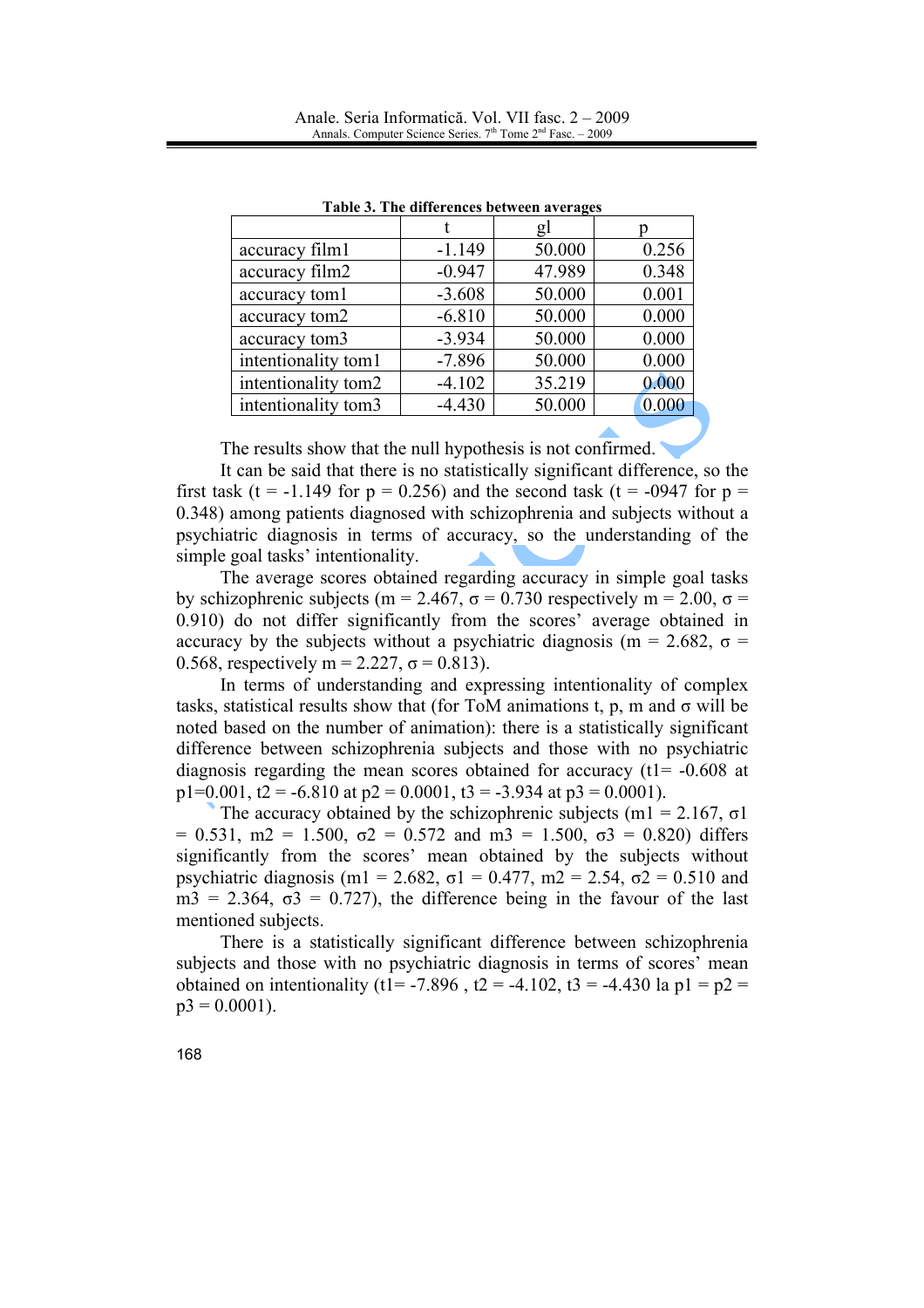**Table 3. The differences between averages**

| | t | gl | p |
|---|---|---|---|
| accuracy film1 | -1.149 | 50.000 | 0.256 |
| accuracy film2 | -0.947 | 47.989 | 0.348 |
| accuracy tom1 | -3.608 | 50.000 | 0.001 |
| accuracy tom2 | -6.810 | 50.000 | 0.000 |
| accuracy tom3 | -3.934 | 50.000 | 0.000 |
| intentionality tom1 | -7.896 | 50.000 | 0.000 |
| intentionality tom2 | -4.102 | 35.219 | 0.000 |
| intentionality tom3 | -4.430 | 50.000 | 0.000 |

The results show that the null hypothesis is not confirmed.

It can be said that there is no statistically significant difference, so the first task ($t = -1.149$ for $p = 0.256$) and the second task ($t = -0947$ for $p = 0.348$) among patients diagnosed with schizophrenia and subjects without a psychiatric diagnosis in terms of accuracy, so the understanding of the simple goal tasks' intentionality.

The average scores obtained regarding accuracy in simple goal tasks by schizophrenic subjects ($m = 2.467$, $\sigma = 0.730$ respectively $m = 2.00$, $\sigma = 0.910$) do not differ significantly from the scores' average obtained in accuracy by the subjects without a psychiatric diagnosis ($m = 2.682$, $\sigma = 0.568$, respectively $m = 2.227$, $\sigma = 0.813$).

In terms of understanding and expressing intentionality of complex tasks, statistical results show that (for ToM animations t, p, m and σ will be noted based on the number of animation): there is a statistically significant difference between schizophrenia subjects and those with no psychiatric diagnosis regarding the mean scores obtained for accuracy ($t1= -0.608$ at $p1=0.001$, $t2 = -6.810$ at $p2 = 0.0001$, $t3 = -3.934$ at $p3 = 0.0001$).

The accuracy obtained by the schizophrenic subjects ($m1 = 2.167$, $\sigma1 = 0.531$, $m2 = 1.500$, $\sigma2 = 0.572$ and $m3 = 1.500$, $\sigma3 = 0.820$) differs significantly from the scores' mean obtained by the subjects without psychiatric diagnosis ($m1 = 2.682$, $\sigma1 = 0.477$, $m2 = 2.54$, $\sigma2 = 0.510$ and $m3 = 2.364$, $\sigma3 = 0.727$), the difference being in the favour of the last mentioned subjects.

There is a statistically significant difference between schizophrenia subjects and those with no psychiatric diagnosis in terms of scores' mean obtained on intentionality ($t1= -7.896$ , $t2 = -4.102$, $t3 = -4.430$ la $p1 = p2 = p3 = 0.0001$).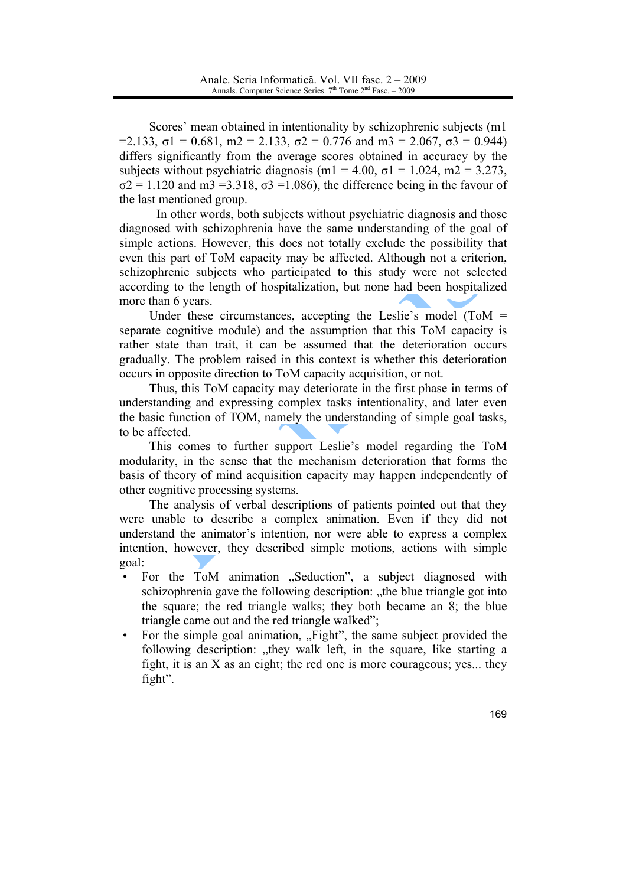Scores' mean obtained in intentionality by schizophrenic subjects ($m1 = 2.133$, $\sigma 1 = 0.681$, $m2 = 2.133$, $\sigma 2 = 0.776$ and $m3 = 2.067$, $\sigma 3 = 0.944$) differs significantly from the average scores obtained in accuracy by the subjects without psychiatric diagnosis ($m1 = 4.00$, $\sigma 1 = 1.024$, $m2 = 3.273$, $\sigma 2 = 1.120$ and $m3 = 3.318$, $\sigma 3 = 1.086$), the difference being in the favour of the last mentioned group.

In other words, both subjects without psychiatric diagnosis and those diagnosed with schizophrenia have the same understanding of the goal of simple actions. However, this does not totally exclude the possibility that even this part of ToM capacity may be affected. Although not a criterion, schizophrenic subjects who participated to this study were not selected according to the length of hospitalization, but none had been hospitalized more than 6 years.

Under these circumstances, accepting the Leslie's model (ToM = separate cognitive module) and the assumption that this ToM capacity is rather state than trait, it can be assumed that the deterioration occurs gradually. The problem raised in this context is whether this deterioration occurs in opposite direction to ToM capacity acquisition, or not.

Thus, this ToM capacity may deteriorate in the first phase in terms of understanding and expressing complex tasks intentionality, and later even the basic function of TOM, namely the understanding of simple goal tasks, to be affected.

This comes to further support Leslie's model regarding the ToM modularity, in the sense that the mechanism deterioration that forms the basis of theory of mind acquisition capacity may happen independently of other cognitive processing systems.

The analysis of verbal descriptions of patients pointed out that they were unable to describe a complex animation. Even if they did not understand the animator's intention, nor were able to express a complex intention, however, they described simple motions, actions with simple goal:

- For the ToM animation „Seduction", a subject diagnosed with schizophrenia gave the following description: „the blue triangle got into the square; the red triangle walks; they both became an 8; the blue triangle came out and the red triangle walked";
- For the simple goal animation, „Fight", the same subject provided the following description: „they walk left, in the square, like starting a fight, it is an X as an eight; the red one is more courageous; yes... they fight".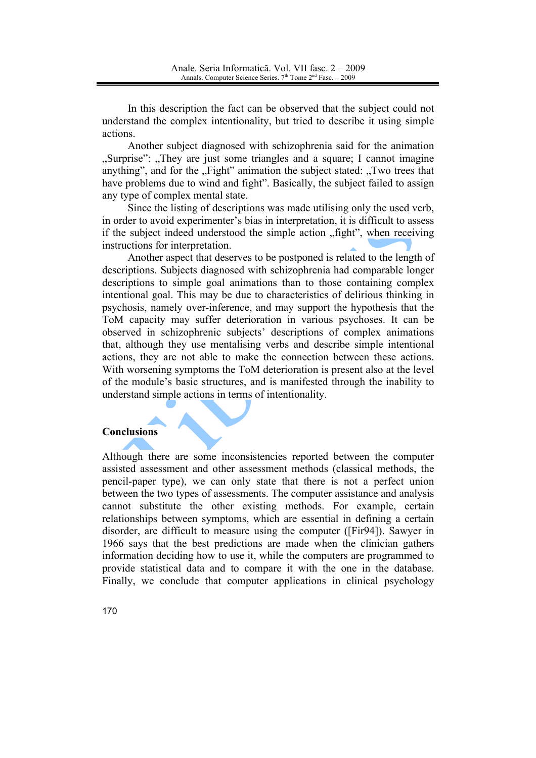In this description the fact can be observed that the subject could not understand the complex intentionality, but tried to describe it using simple actions.

Another subject diagnosed with schizophrenia said for the animation „Surprise": „They are just some triangles and a square; I cannot imagine anything", and for the „Fight" animation the subject stated: „Two trees that have problems due to wind and fight". Basically, the subject failed to assign any type of complex mental state.

Since the listing of descriptions was made utilising only the used verb, in order to avoid experimenter's bias in interpretation, it is difficult to assess if the subject indeed understood the simple action „fight", when receiving instructions for interpretation.

Another aspect that deserves to be postponed is related to the length of descriptions. Subjects diagnosed with schizophrenia had comparable longer descriptions to simple goal animations than to those containing complex intentional goal. This may be due to characteristics of delirious thinking in psychosis, namely over-inference, and may support the hypothesis that the ToM capacity may suffer deterioration in various psychoses. It can be observed in schizophrenic subjects' descriptions of complex animations that, although they use mentalising verbs and describe simple intentional actions, they are not able to make the connection between these actions. With worsening symptoms the ToM deterioration is present also at the level of the module's basic structures, and is manifested through the inability to understand simple actions in terms of intentionality.

## Conclusions

Although there are some inconsistencies reported between the computer assisted assessment and other assessment methods (classical methods, the pencil-paper type), we can only state that there is not a perfect union between the two types of assessments. The computer assistance and analysis cannot substitute the other existing methods. For example, certain relationships between symptoms, which are essential in defining a certain disorder, are difficult to measure using the computer ([Fir94]). Sawyer in 1966 says that the best predictions are made when the clinician gathers information deciding how to use it, while the computers are programmed to provide statistical data and to compare it with the one in the database. Finally, we conclude that computer applications in clinical psychology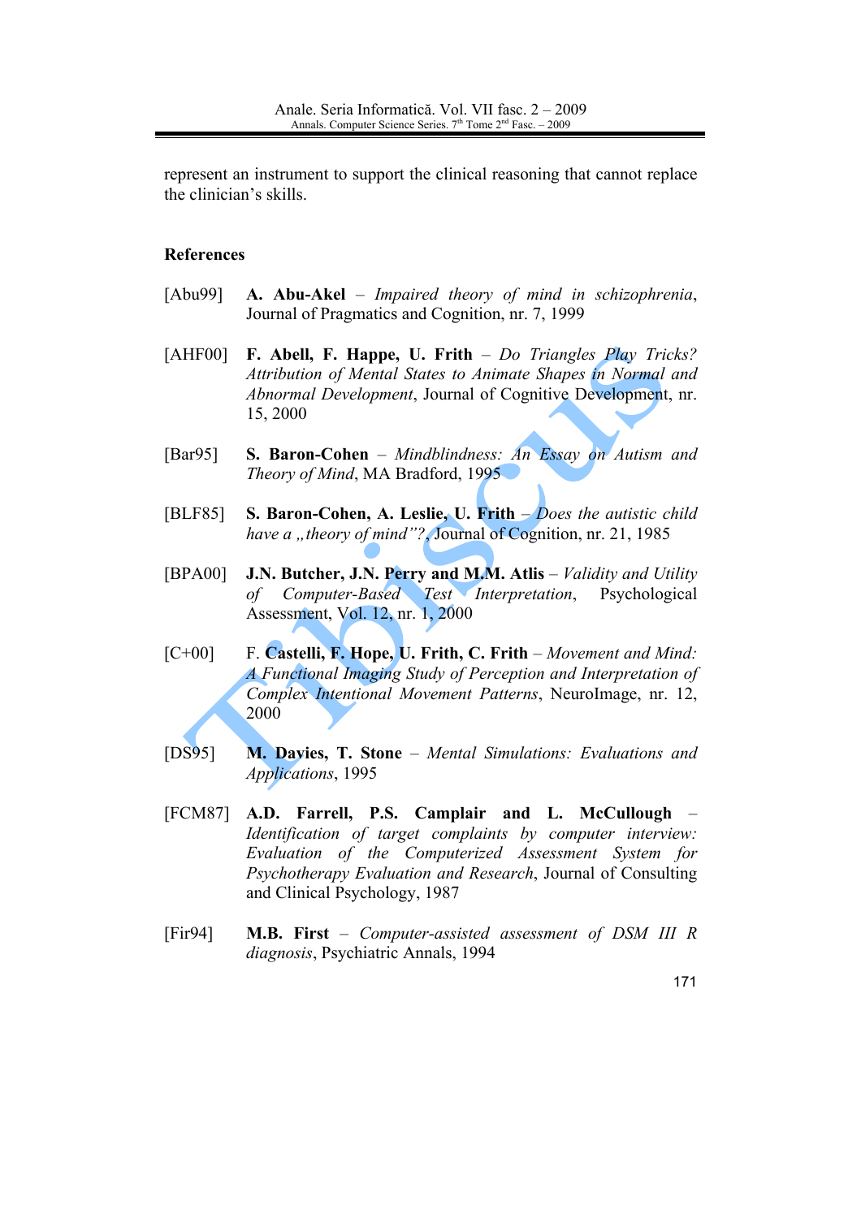represent an instrument to support the clinical reasoning that cannot replace the clinician's skills.

## References

[Abu99] **A. Abu-Akel** – *Impaired theory of mind in schizophrenia*, Journal of Pragmatics and Cognition, nr. 7, 1999

[AHF00] **F. Abell, F. Happe, U. Frith** – *Do Triangles Play Tricks? Attribution of Mental States to Animate Shapes in Normal and Abnormal Development*, Journal of Cognitive Development, nr. 15, 2000

[Bar95] **S. Baron-Cohen** – *Mindblindness: An Essay on Autism and Theory of Mind*, MA Bradford, 1995

[BLF85] **S. Baron-Cohen, A. Leslie, U. Frith** – *Does the autistic child have a „theory of mind"?*, Journal of Cognition, nr. 21, 1985

[BPA00] **J.N. Butcher, J.N. Perry and M.M. Atlis** – *Validity and Utility of Computer-Based Test Interpretation*, Psychological Assessment, Vol. 12, nr. 1, 2000

[C+00] F. **Castelli, F. Hope, U. Frith, C. Frith** – *Movement and Mind: A Functional Imaging Study of Perception and Interpretation of Complex Intentional Movement Patterns*, NeuroImage, nr. 12, 2000

[DS95] **M. Davies, T. Stone** – *Mental Simulations: Evaluations and Applications*, 1995

[FCM87] **A.D. Farrell, P.S. Camplair and L. McCullough** – *Identification of target complaints by computer interview: Evaluation of the Computerized Assessment System for Psychotherapy Evaluation and Research*, Journal of Consulting and Clinical Psychology, 1987

[Fir94] **M.B. First** – *Computer-assisted assessment of DSM III R diagnosis*, Psychiatric Annals, 1994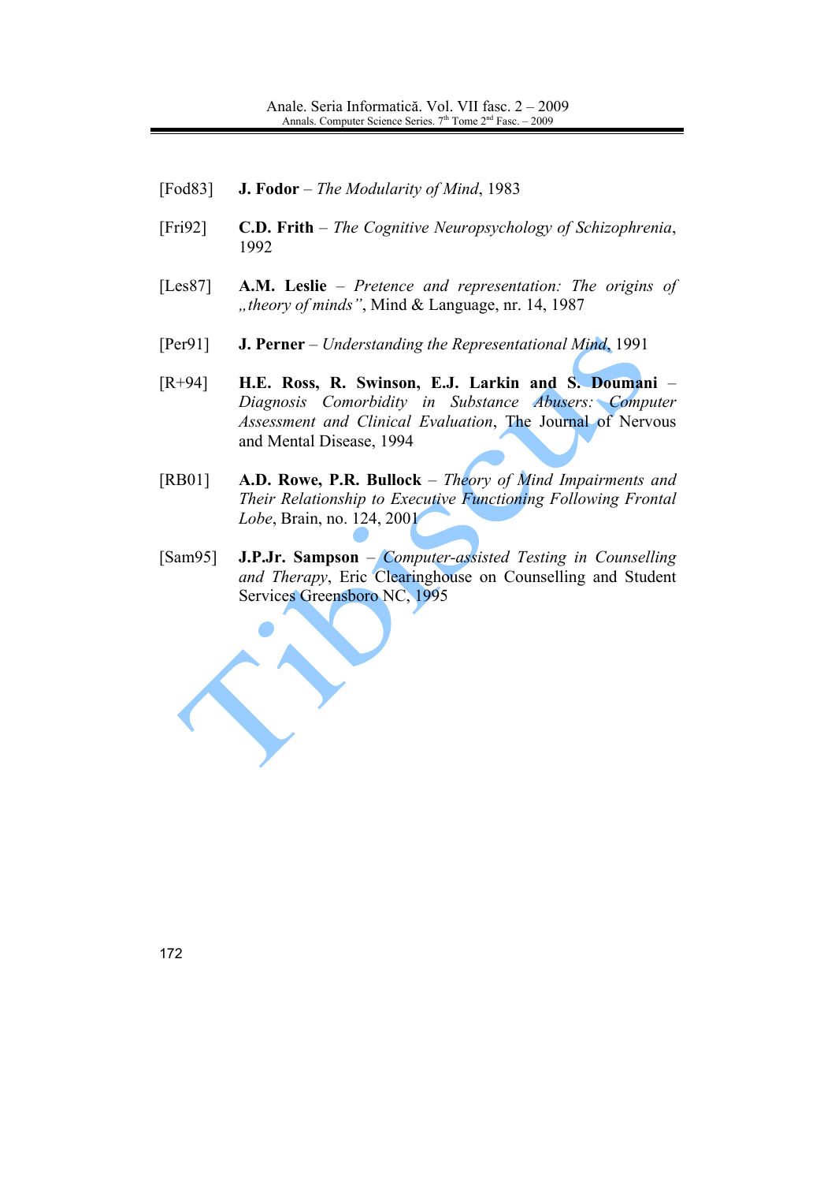[Fod83] **J. Fodor** – *The Modularity of Mind*, 1983

[Fri92] **C.D. Frith** – *The Cognitive Neuropsychology of Schizophrenia*, 1992

[Les87] **A.M. Leslie** – *Pretence and representation: The origins of „theory of minds"*, Mind & Language, nr. 14, 1987

[Per91] **J. Perner** – *Understanding the Representational Mind*, 1991

[R+94] **H.E. Ross, R. Swinson, E.J. Larkin and S. Doumani** – *Diagnosis Comorbidity in Substance Abusers: Computer Assessment and Clinical Evaluation*, The Journal of Nervous and Mental Disease, 1994

[RB01] **A.D. Rowe, P.R. Bullock** – *Theory of Mind Impairments and Their Relationship to Executive Functioning Following Frontal Lobe*, Brain, no. 124, 2001

[Sam95] **J.P.Jr. Sampson** – *Computer-assisted Testing in Counselling and Therapy*, Eric Clearinghouse on Counselling and Student Services Greensboro NC, 1995